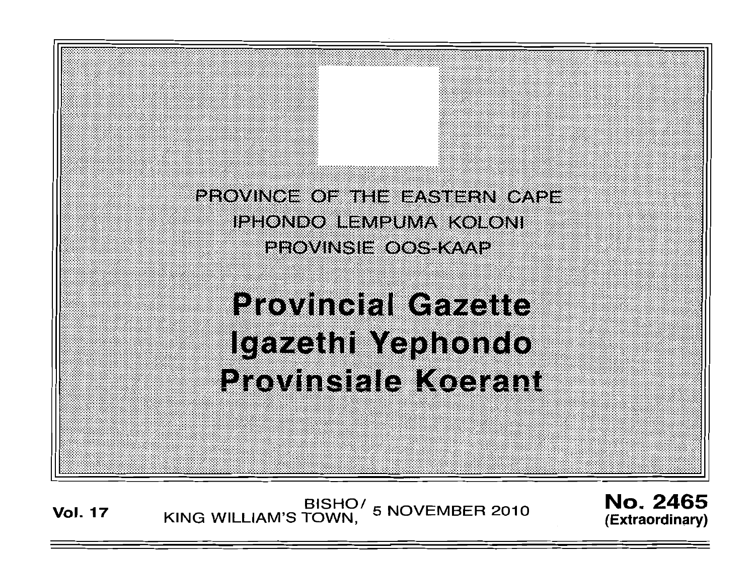PROVINCE OF THE EASTERN CAPE
IPHONDO LEMPUMA KOLONI
PROVINSIE OOS-KAAP

# Provincial Gazette
# Igazethi Yephondo
# Provinsiale Koerant

**Vol. 17** BISHO/ KING WILLIAM'S TOWN, 5 NOVEMBER 2010 **No. 2465 (Extraordinary)**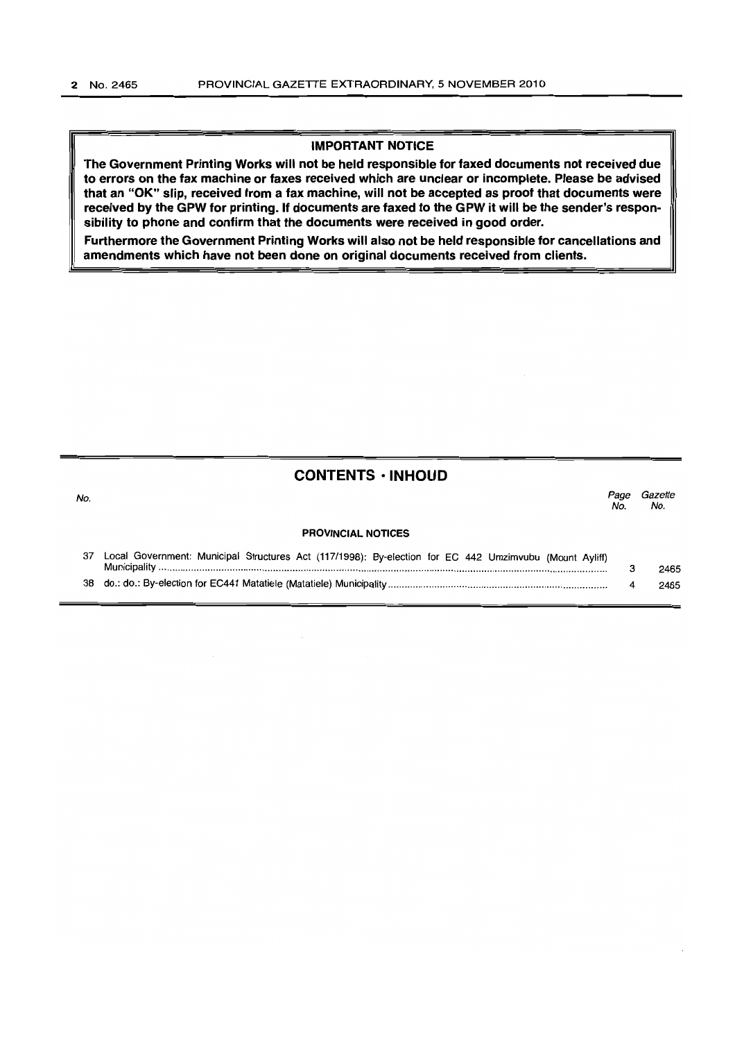**IMPORTANT NOTICE**

**The Government Printing Works will not be held responsible for faxed documents not received due to errors on the fax machine or faxes received which are unclear or incomplete. Please be advised that an "OK" slip, received from a fax machine, will not be accepted as proof that documents were received by the GPW for printing. If documents are faxed to the GPW it will be the sender's responsibility to phone and confirm that the documents were received in good order.**

**Furthermore the Government Printing Works will also not be held responsible for cancellations and amendments which have not been done on original documents received from clients.**

## CONTENTS · INHOUD

| No. | | Page No. | Gazette No. |
|---|---|---|---|
| | **PROVINCIAL NOTICES** | | |
| 37 | Local Government: Municipal Structures Act (117/1998): By-election for EC 442 Umzimvubu (Mount Ayliff) Municipality | 3 | 2465 |
| 38 | do.: do.: By-election for EC441 Matatiele (Matatiele) Municipality | 4 | 2465 |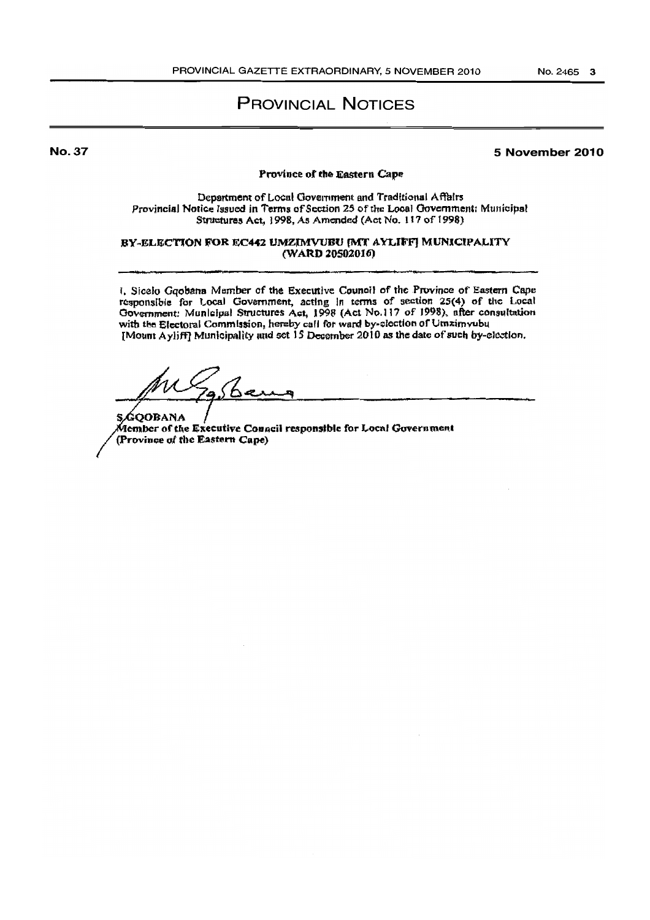# PROVINCIAL NOTICES

**No. 37** **5 November 2010**

**Province of the Eastern Cape**

Department of Local Government and Traditional Affairs
*Provincial Notice Issued in Terms of Section 25 of the Local Government: Municipal Structures Act, 1998, As Amended (Act No. 117 of 1998)*

**BY-ELECTION FOR EC442 UMZIMVUBU [MT AYLIFF] MUNICIPALITY (WARD 20502016)**

I, Sicelo Gqobana Member of the Executive Council of the Province of Eastern Cape responsible for Local Government, acting in terms of section 25(4) of the Local Government: Municipal Structures Act, 1998 (Act No.117 of 1998), after consultation with the Electoral Commission, hereby call for ward by-election of Umzimvubu [Mount Ayliff] Municipality and set 15 December 2010 as the date of such by-election.

**S. GQOBANA**
**Member of the Executive Council responsible for Local Government**
**(Province of the Eastern Cape)**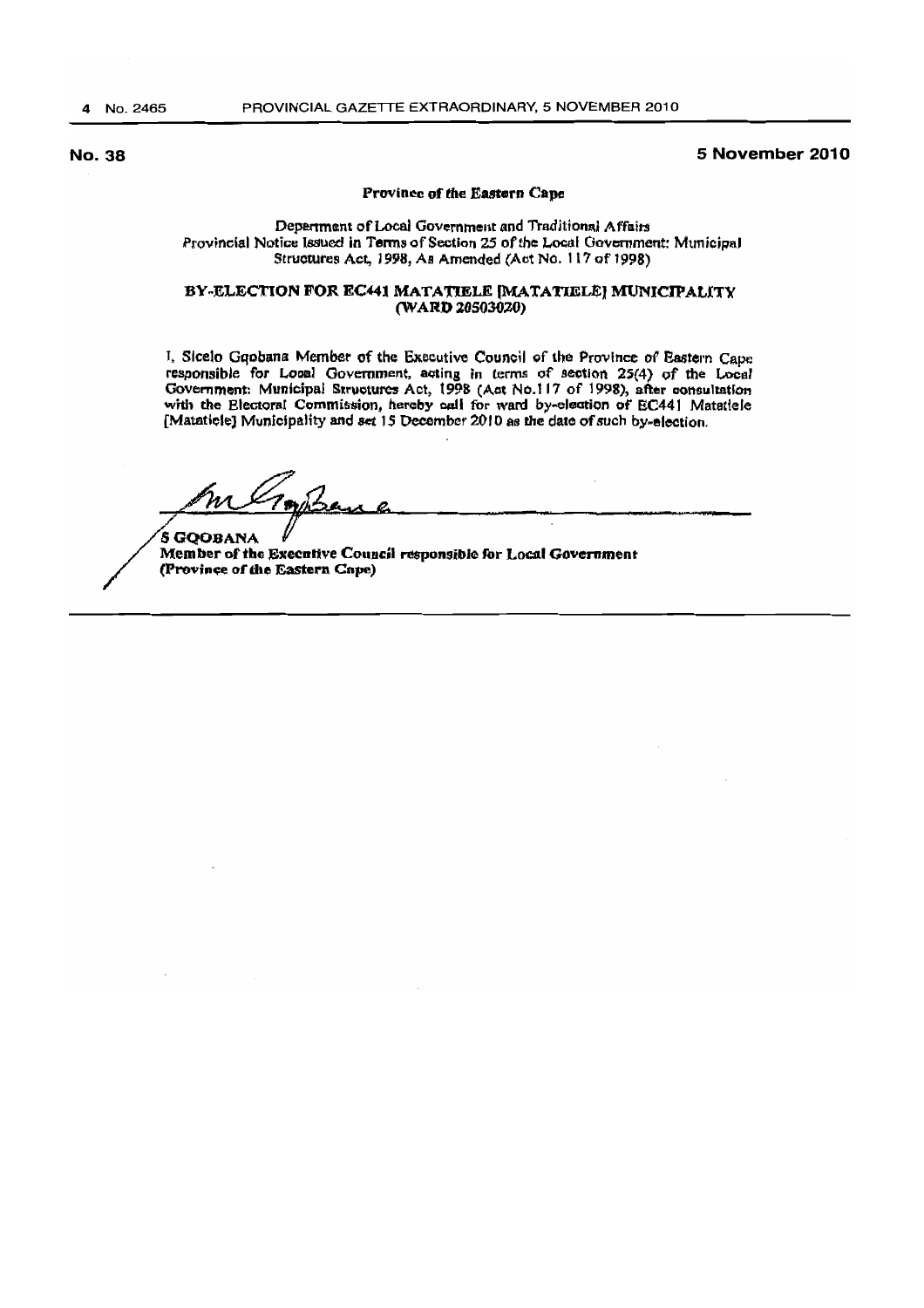**No. 38** **5 November 2010**

**Province of the Eastern Cape**

Department of Local Government and Traditional Affairs
Provincial Notice Issued in Terms of Section 25 of the Local Government: Municipal Structures Act, 1998, As Amended (Act No. 117 of 1998)

**BY-ELECTION FOR EC441 MATATIELE [MATATIELE] MUNICIPALITY (WARD 20503020)**

I, Sicelo Gqobana Member of the Executive Council of the Province of Eastern Cape responsible for Local Government, acting in terms of section 25(4) of the Local Government: Municipal Structures Act, 1998 (Act No.117 of 1998), after consultation with the Electoral Commission, hereby call for ward by-election of EC441 Matatiele [Matatiele] Municipality and set 15 December 2010 as the date of such by-election.

**S GQOBANA**
**Member of the Executive Council responsible for Local Government (Province of the Eastern Cape)**